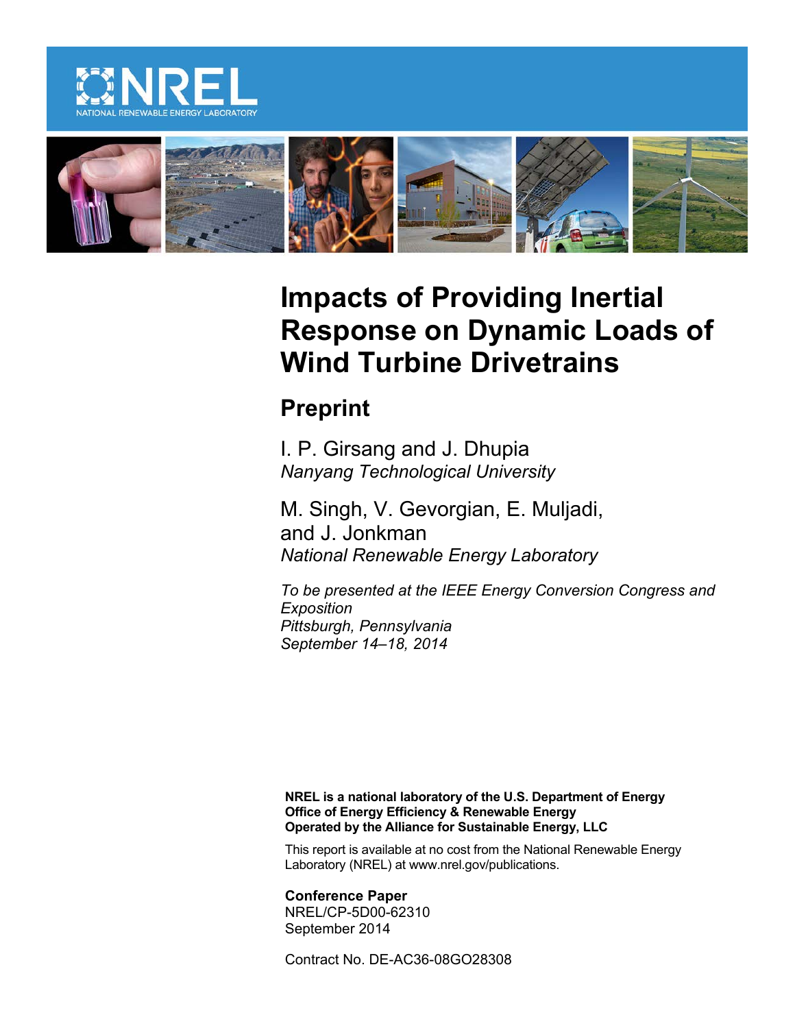NREL
NATIONAL RENEWABLE ENERGY LABORATORY

# Impacts of Providing Inertial Response on Dynamic Loads of Wind Turbine Drivetrains

## Preprint

I. P. Girsang and J. Dhupia
*Nanyang Technological University*

M. Singh, V. Gevorgian, E. Muljadi, and J. Jonkman
*National Renewable Energy Laboratory*

*To be presented at the IEEE Energy Conversion Congress and Exposition*
*Pittsburgh, Pennsylvania*
*September 14–18, 2014*

**NREL is a national laboratory of the U.S. Department of Energy**
**Office of Energy Efficiency & Renewable Energy**
**Operated by the Alliance for Sustainable Energy, LLC**

This report is available at no cost from the National Renewable Energy Laboratory (NREL) at www.nrel.gov/publications.

**Conference Paper**
NREL/CP-5D00-62310
September 2014

Contract No. DE-AC36-08GO28308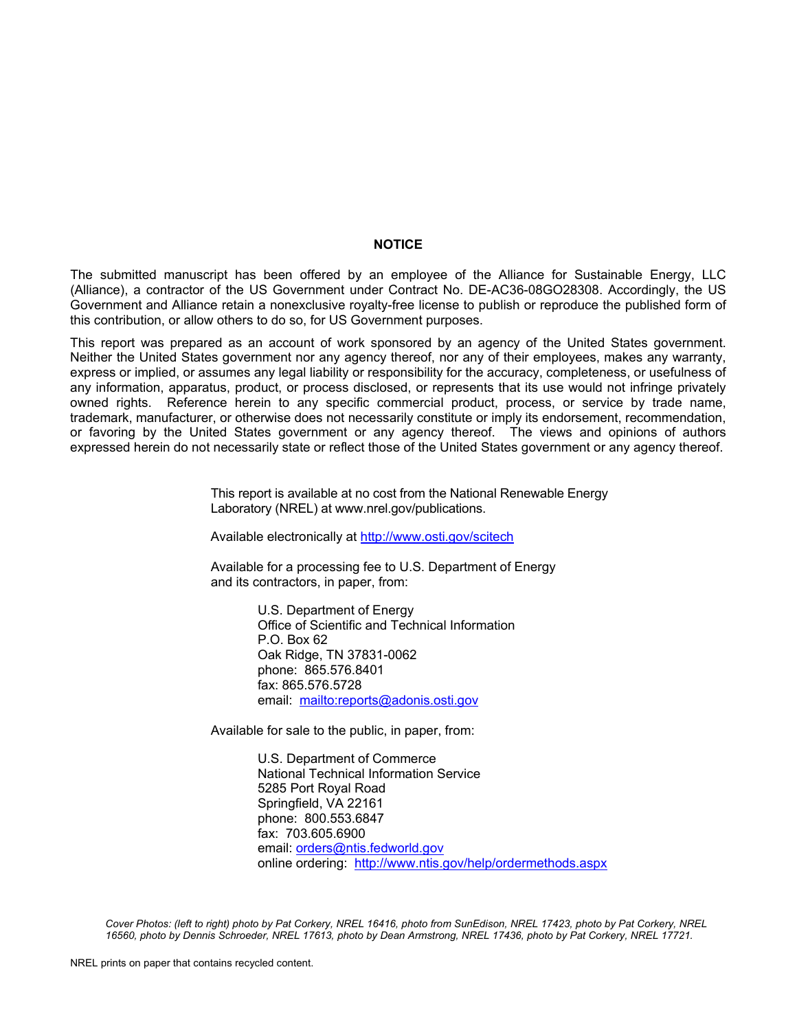## NOTICE

The submitted manuscript has been offered by an employee of the Alliance for Sustainable Energy, LLC (Alliance), a contractor of the US Government under Contract No. DE-AC36-08GO28308. Accordingly, the US Government and Alliance retain a nonexclusive royalty-free license to publish or reproduce the published form of this contribution, or allow others to do so, for US Government purposes.

This report was prepared as an account of work sponsored by an agency of the United States government. Neither the United States government nor any agency thereof, nor any of their employees, makes any warranty, express or implied, or assumes any legal liability or responsibility for the accuracy, completeness, or usefulness of any information, apparatus, product, or process disclosed, or represents that its use would not infringe privately owned rights. Reference herein to any specific commercial product, process, or service by trade name, trademark, manufacturer, or otherwise does not necessarily constitute or imply its endorsement, recommendation, or favoring by the United States government or any agency thereof. The views and opinions of authors expressed herein do not necessarily state or reflect those of the United States government or any agency thereof.

This report is available at no cost from the National Renewable Energy Laboratory (NREL) at www.nrel.gov/publications.

Available electronically at http://www.osti.gov/scitech

Available for a processing fee to U.S. Department of Energy and its contractors, in paper, from:

U.S. Department of Energy
Office of Scientific and Technical Information
P.O. Box 62
Oak Ridge, TN 37831-0062
phone: 865.576.8401
fax: 865.576.5728
email: mailto:reports@adonis.osti.gov

Available for sale to the public, in paper, from:

U.S. Department of Commerce
National Technical Information Service
5285 Port Royal Road
Springfield, VA 22161
phone: 800.553.6847
fax: 703.605.6900
email: orders@ntis.fedworld.gov
online ordering: http://www.ntis.gov/help/ordermethods.aspx

*Cover Photos: (left to right) photo by Pat Corkery, NREL 16416, photo from SunEdison, NREL 17423, photo by Pat Corkery, NREL 16560, photo by Dennis Schroeder, NREL 17613, photo by Dean Armstrong, NREL 17436, photo by Pat Corkery, NREL 17721.*

NREL prints on paper that contains recycled content.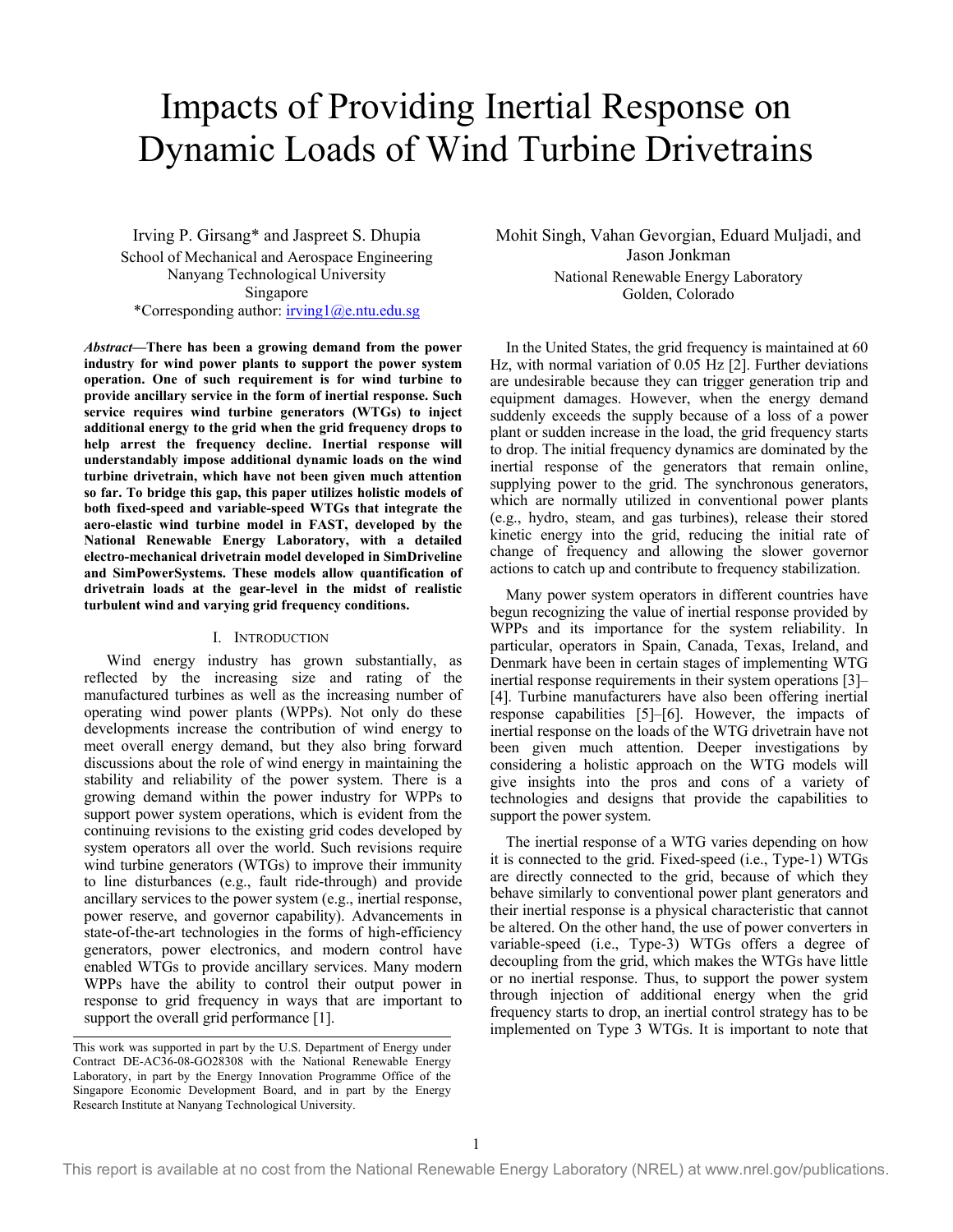# Impacts of Providing Inertial Response on Dynamic Loads of Wind Turbine Drivetrains

Irving P. Girsang* and Jaspreet S. Dhupia
School of Mechanical and Aerospace Engineering
Nanyang Technological University
Singapore
*Corresponding author: irving1@e.ntu.edu.sg

Mohit Singh, Vahan Gevorgian, Eduard Muljadi, and Jason Jonkman
National Renewable Energy Laboratory
Golden, Colorado

***Abstract*—There has been a growing demand from the power industry for wind power plants to support the power system operation. One of such requirement is for wind turbine to provide ancillary service in the form of inertial response. Such service requires wind turbine generators (WTGs) to inject additional energy to the grid when the grid frequency drops to help arrest the frequency decline. Inertial response will understandably impose additional dynamic loads on the wind turbine drivetrain, which have not been given much attention so far. To bridge this gap, this paper utilizes holistic models of both fixed-speed and variable-speed WTGs that integrate the aero-elastic wind turbine model in FAST, developed by the National Renewable Energy Laboratory, with a detailed electro-mechanical drivetrain model developed in SimDriveline and SimPowerSystems. These models allow quantification of drivetrain loads at the gear-level in the midst of realistic turbulent wind and varying grid frequency conditions.**

## I. Introduction

Wind energy industry has grown substantially, as reflected by the increasing size and rating of the manufactured turbines as well as the increasing number of operating wind power plants (WPPs). Not only do these developments increase the contribution of wind energy to meet overall energy demand, but they also bring forward discussions about the role of wind energy in maintaining the stability and reliability of the power system. There is a growing demand within the power industry for WPPs to support power system operations, which is evident from the continuing revisions to the existing grid codes developed by system operators all over the world. Such revisions require wind turbine generators (WTGs) to improve their immunity to line disturbances (e.g., fault ride-through) and provide ancillary services to the power system (e.g., inertial response, power reserve, and governor capability). Advancements in state-of-the-art technologies in the forms of high-efficiency generators, power electronics, and modern control have enabled WTGs to provide ancillary services. Many modern WPPs have the ability to control their output power in response to grid frequency in ways that are important to support the overall grid performance [1].

In the United States, the grid frequency is maintained at 60 Hz, with normal variation of 0.05 Hz [2]. Further deviations are undesirable because they can trigger generation trip and equipment damages. However, when the energy demand suddenly exceeds the supply because of a loss of a power plant or sudden increase in the load, the grid frequency starts to drop. The initial frequency dynamics are dominated by the inertial response of the generators that remain online, supplying power to the grid. The synchronous generators, which are normally utilized in conventional power plants (e.g., hydro, steam, and gas turbines), release their stored kinetic energy into the grid, reducing the initial rate of change of frequency and allowing the slower governor actions to catch up and contribute to frequency stabilization.

Many power system operators in different countries have begun recognizing the value of inertial response provided by WPPs and its importance for the system reliability. In particular, operators in Spain, Canada, Texas, Ireland, and Denmark have been in certain stages of implementing WTG inertial response requirements in their system operations [3]–[4]. Turbine manufacturers have also been offering inertial response capabilities [5]–[6]. However, the impacts of inertial response on the loads of the WTG drivetrain have not been given much attention. Deeper investigations by considering a holistic approach on the WTG models will give insights into the pros and cons of a variety of technologies and designs that provide the capabilities to support the power system.

The inertial response of a WTG varies depending on how it is connected to the grid. Fixed-speed (i.e., Type-1) WTGs are directly connected to the grid, because of which they behave similarly to conventional power plant generators and their inertial response is a physical characteristic that cannot be altered. On the other hand, the use of power converters in variable-speed (i.e., Type-3) WTGs offers a degree of decoupling from the grid, which makes the WTGs have little or no inertial response. Thus, to support the power system through injection of additional energy when the grid frequency starts to drop, an inertial control strategy has to be implemented on Type 3 WTGs. It is important to note that

This work was supported in part by the U.S. Department of Energy under Contract DE-AC36-08-GO28308 with the National Renewable Energy Laboratory, in part by the Energy Innovation Programme Office of the Singapore Economic Development Board, and in part by the Energy Research Institute at Nanyang Technological University.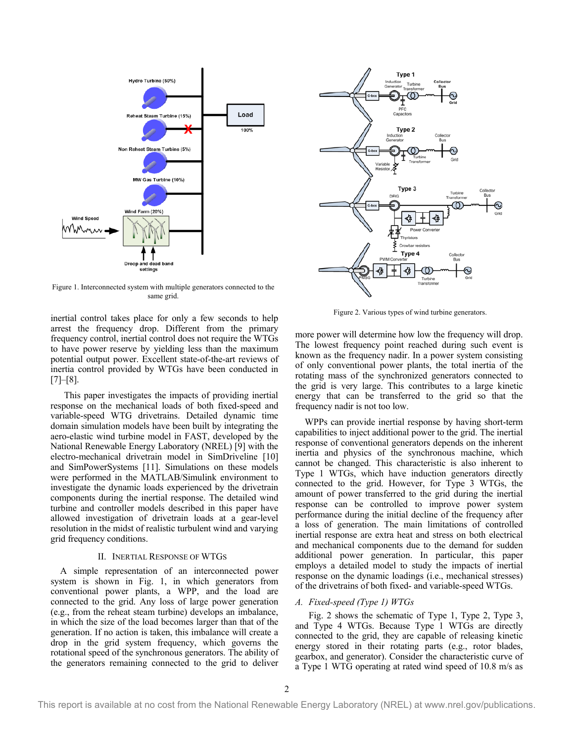Hydro Turbine (50%)

Reheat Steam Turbine (15%)

Non Reheat Steam Turbine (5%)

MW Gas Turbine (10%)

Wind Farm (20%)

Wind Speed

Droop and dead band settings

Load

100%

Figure 1. Interconnected system with multiple generators connected to the same grid.

Type 1

Induction Generator

Turbine Transformer

Collector Bus

G-box

Grid

PFC Capacitors

Type 2

Induction Generator

Collector Bus

G-box

Turbine Transformer

Grid

Variable Resistor

Type 3

DFIG

Turbine Transformer

Collector Bus

G-box

Grid

Power Converter

Thyristors

Crowbar resistors

Type 4

PWM Converter

Collector Bus

PMSG

Grid

Turbine Transformer

Figure 2. Various types of wind turbine generators.

inertial control takes place for only a few seconds to help arrest the frequency drop. Different from the primary frequency control, inertial control does not require the WTGs to have power reserve by yielding less than the maximum potential output power. Excellent state-of-the-art reviews of inertia control provided by WTGs have been conducted in [7]–[8].

This paper investigates the impacts of providing inertial response on the mechanical loads of both fixed-speed and variable-speed WTG drivetrains. Detailed dynamic time domain simulation models have been built by integrating the aero-elastic wind turbine model in FAST, developed by the National Renewable Energy Laboratory (NREL) [9] with the electro-mechanical drivetrain model in SimDriveline [10] and SimPowerSystems [11]. Simulations on these models were performed in the MATLAB/Simulink environment to investigate the dynamic loads experienced by the drivetrain components during the inertial response. The detailed wind turbine and controller models described in this paper have allowed investigation of drivetrain loads at a gear-level resolution in the midst of realistic turbulent wind and varying grid frequency conditions.

## II. Inertial Response of WTGs

A simple representation of an interconnected power system is shown in Fig. 1, in which generators from conventional power plants, a WPP, and the load are connected to the grid. Any loss of large power generation (e.g., from the reheat steam turbine) develops an imbalance, in which the size of the load becomes larger than that of the generation. If no action is taken, this imbalance will create a drop in the grid system frequency, which governs the rotational speed of the synchronous generators. The ability of the generators remaining connected to the grid to deliver more power will determine how low the frequency will drop. The lowest frequency point reached during such event is known as the frequency nadir. In a power system consisting of only conventional power plants, the total inertia of the rotating mass of the synchronized generators connected to the grid is very large. This contributes to a large kinetic energy that can be transferred to the grid so that the frequency nadir is not too low.

WPPs can provide inertial response by having short-term capabilities to inject additional power to the grid. The inertial response of conventional generators depends on the inherent inertia and physics of the synchronous machine, which cannot be changed. This characteristic is also inherent to Type 1 WTGs, which have induction generators directly connected to the grid. However, for Type 3 WTGs, the amount of power transferred to the grid during the inertial response can be controlled to improve power system performance during the initial decline of the frequency after a loss of generation. The main limitations of controlled inertial response are extra heat and stress on both electrical and mechanical components due to the demand for sudden additional power generation. In particular, this paper employs a detailed model to study the impacts of inertial response on the dynamic loadings (i.e., mechanical stresses) of the drivetrains of both fixed- and variable-speed WTGs.

### *A. Fixed-speed (Type 1) WTGs*

Fig. 2 shows the schematic of Type 1, Type 2, Type 3, and Type 4 WTGs. Because Type 1 WTGs are directly connected to the grid, they are capable of releasing kinetic energy stored in their rotating parts (e.g., rotor blades, gearbox, and generator). Consider the characteristic curve of a Type 1 WTG operating at rated wind speed of 10.8 m/s as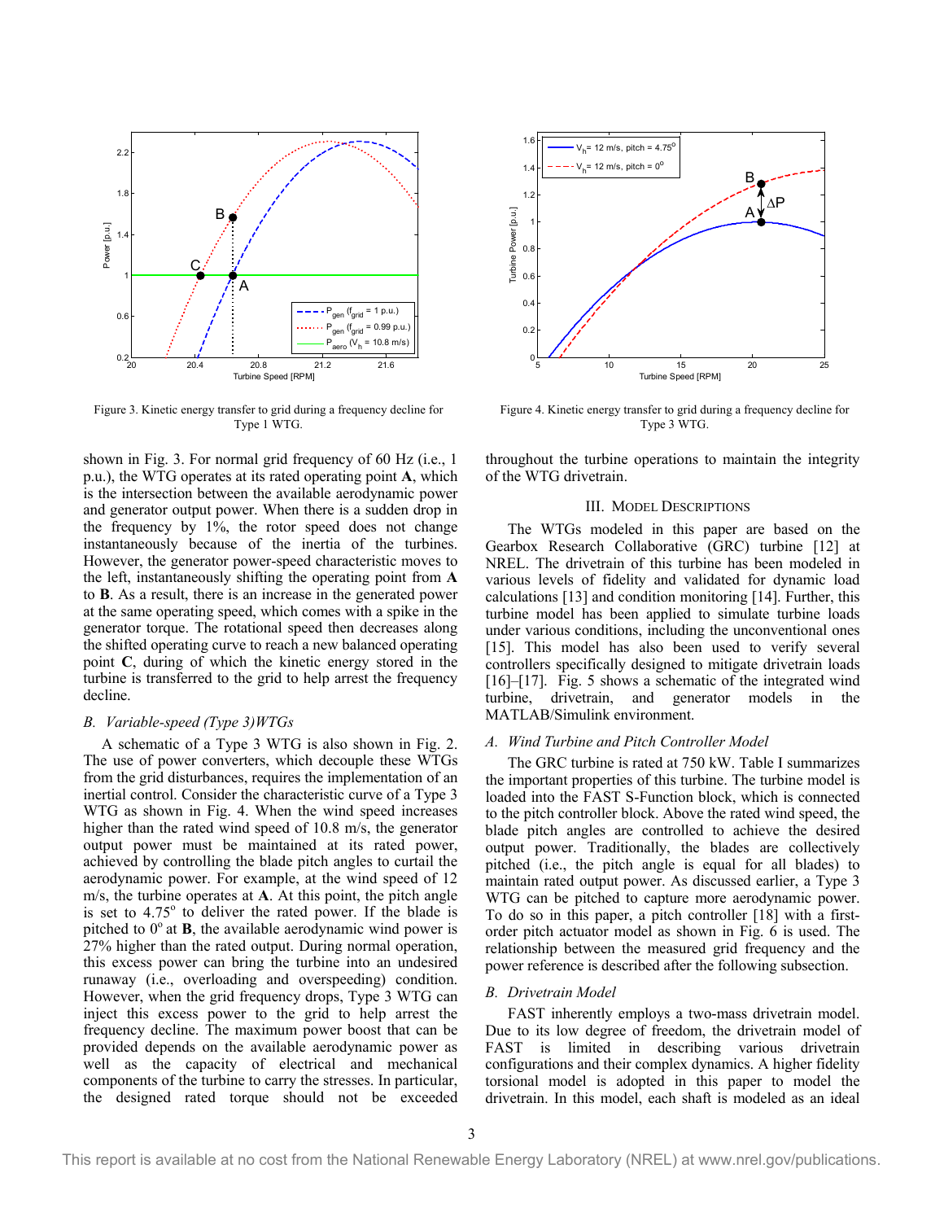Figure 3. Kinetic energy transfer to grid during a frequency decline for Type 1 WTG.

Figure 4. Kinetic energy transfer to grid during a frequency decline for Type 3 WTG.

shown in Fig. 3. For normal grid frequency of 60 Hz (i.e., 1 p.u.), the WTG operates at its rated operating point **A**, which is the intersection between the available aerodynamic power and generator output power. When there is a sudden drop in the frequency by 1%, the rotor speed does not change instantaneously because of the inertia of the turbines. However, the generator power-speed characteristic moves to the left, instantaneously shifting the operating point from **A** to **B**. As a result, there is an increase in the generated power at the same operating speed, which comes with a spike in the generator torque. The rotational speed then decreases along the shifted operating curve to reach a new balanced operating point **C**, during of which the kinetic energy stored in the turbine is transferred to the grid to help arrest the frequency decline.

### *B. Variable-speed (Type 3)WTGs*

A schematic of a Type 3 WTG is also shown in Fig. 2. The use of power converters, which decouple these WTGs from the grid disturbances, requires the implementation of an inertial control. Consider the characteristic curve of a Type 3 WTG as shown in Fig. 4. When the wind speed increases higher than the rated wind speed of 10.8 m/s, the generator output power must be maintained at its rated power, achieved by controlling the blade pitch angles to curtail the aerodynamic power. For example, at the wind speed of 12 m/s, the turbine operates at **A**. At this point, the pitch angle is set to 4.75$^{o}$ to deliver the rated power. If the blade is pitched to 0$^{o}$ at **B**, the available aerodynamic wind power is 27% higher than the rated output. During normal operation, this excess power can bring the turbine into an undesired runaway (i.e., overloading and overspeeding) condition. However, when the grid frequency drops, Type 3 WTG can inject this excess power to the grid to help arrest the frequency decline. The maximum power boost that can be provided depends on the available aerodynamic power as well as the capacity of electrical and mechanical components of the turbine to carry the stresses. In particular, the designed rated torque should not be exceeded throughout the turbine operations to maintain the integrity of the WTG drivetrain.

## III. Model Descriptions

The WTGs modeled in this paper are based on the Gearbox Research Collaborative (GRC) turbine [12] at NREL. The drivetrain of this turbine has been modeled in various levels of fidelity and validated for dynamic load calculations [13] and condition monitoring [14]. Further, this turbine model has been applied to simulate turbine loads under various conditions, including the unconventional ones [15]. This model has also been used to verify several controllers specifically designed to mitigate drivetrain loads [16]–[17]. Fig. 5 shows a schematic of the integrated wind turbine, drivetrain, and generator models in the MATLAB/Simulink environment.

### *A. Wind Turbine and Pitch Controller Model*

The GRC turbine is rated at 750 kW. Table I summarizes the important properties of this turbine. The turbine model is loaded into the FAST S-Function block, which is connected to the pitch controller block. Above the rated wind speed, the blade pitch angles are controlled to achieve the desired output power. Traditionally, the blades are collectively pitched (i.e., the pitch angle is equal for all blades) to maintain rated output power. As discussed earlier, a Type 3 WTG can be pitched to capture more aerodynamic power. To do so in this paper, a pitch controller [18] with a first-order pitch actuator model as shown in Fig. 6 is used. The relationship between the measured grid frequency and the power reference is described after the following subsection.

### *B. Drivetrain Model*

FAST inherently employs a two-mass drivetrain model. Due to its low degree of freedom, the drivetrain model of FAST is limited in describing various drivetrain configurations and their complex dynamics. A higher fidelity torsional model is adopted in this paper to model the drivetrain. In this model, each shaft is modeled as an ideal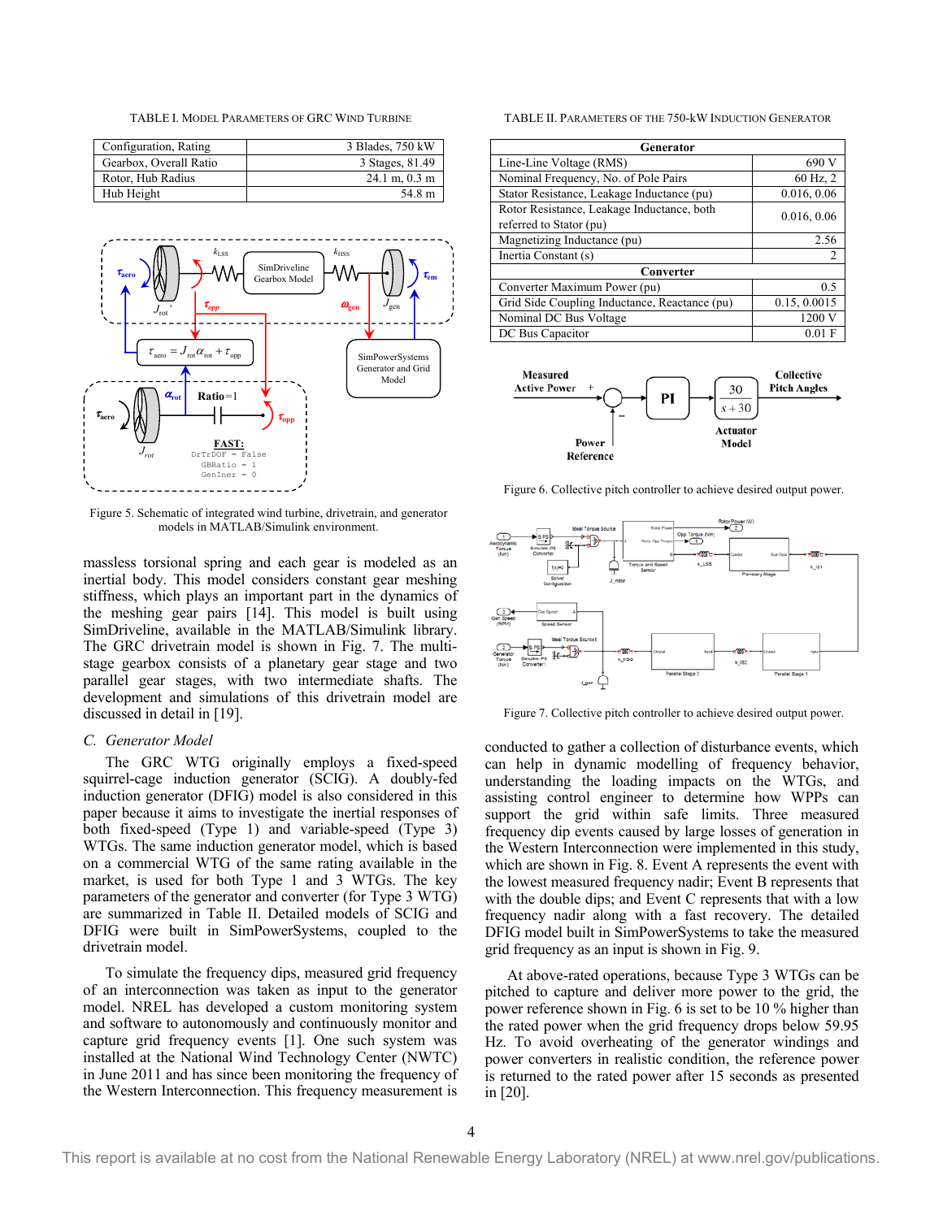TABLE I. MODEL PARAMETERS OF GRC WIND TURBINE

| Configuration, Rating | 3 Blades, 750 kW |
|---|---|
| Gearbox, Overall Ratio | 3 Stages, 81.49 |
| Rotor, Hub Radius | 24.1 m, 0.3 m |
| Hub Height | 54.8 m |

Figure 5. Schematic of integrated wind turbine, drivetrain, and generator models in MATLAB/Simulink environment.

massless torsional spring and each gear is modeled as an inertial body. This model considers constant gear meshing stiffness, which plays an important part in the dynamics of the meshing gear pairs [14]. This model is built using SimDriveline, available in the MATLAB/Simulink library. The GRC drivetrain model is shown in Fig. 7. The multi-stage gearbox consists of a planetary gear stage and two parallel gear stages, with two intermediate shafts. The development and simulations of this drivetrain model are discussed in detail in [19].

### *C. Generator Model*

The GRC WTG originally employs a fixed-speed squirrel-cage induction generator (SCIG). A doubly-fed induction generator (DFIG) model is also considered in this paper because it aims to investigate the inertial responses of both fixed-speed (Type 1) and variable-speed (Type 3) WTGs. The same induction generator model, which is based on a commercial WTG of the same rating available in the market, is used for both Type 1 and 3 WTGs. The key parameters of the generator and converter (for Type 3 WTG) are summarized in Table II. Detailed models of SCIG and DFIG were built in SimPowerSystems, coupled to the drivetrain model.

To simulate the frequency dips, measured grid frequency of an interconnection was taken as input to the generator model. NREL has developed a custom monitoring system and software to autonomously and continuously monitor and capture grid frequency events [1]. One such system was installed at the National Wind Technology Center (NWTC) in June 2011 and has since been monitoring the frequency of the Western Interconnection. This frequency measurement is

TABLE II. PARAMETERS OF THE 750-kW INDUCTION GENERATOR

| **Generator** | |
|---|---|
| Line-Line Voltage (RMS) | 690 V |
| Nominal Frequency, No. of Pole Pairs | 60 Hz, 2 |
| Stator Resistance, Leakage Inductance (pu) | 0.016, 0.06 |
| Rotor Resistance, Leakage Inductance, both referred to Stator (pu) | 0.016, 0.06 |
| Magnetizing Inductance (pu) | 2.56 |
| Inertia Constant (s) | 2 |
| **Converter** | |
| Converter Maximum Power (pu) | 0.5 |
| Grid Side Coupling Inductance, Reactance (pu) | 0.15, 0.0015 |
| Nominal DC Bus Voltage | 1200 V |
| DC Bus Capacitor | 0.01 F |

Figure 6. Collective pitch controller to achieve desired output power.

Figure 7. Collective pitch controller to achieve desired output power.

conducted to gather a collection of disturbance events, which can help in dynamic modelling of frequency behavior, understanding the loading impacts on the WTGs, and assisting control engineer to determine how WPPs can support the grid within safe limits. Three measured frequency dip events caused by large losses of generation in the Western Interconnection were implemented in this study, which are shown in Fig. 8. Event A represents the event with the lowest measured frequency nadir; Event B represents that with the double dips; and Event C represents that with a low frequency nadir along with a fast recovery. The detailed DFIG model built in SimPowerSystems to take the measured grid frequency as an input is shown in Fig. 9.

At above-rated operations, because Type 3 WTGs can be pitched to capture and deliver more power to the grid, the power reference shown in Fig. 6 is set to be 10 % higher than the rated power when the grid frequency drops below 59.95 Hz. To avoid overheating of the generator windings and power converters in realistic condition, the reference power is returned to the rated power after 15 seconds as presented in [20].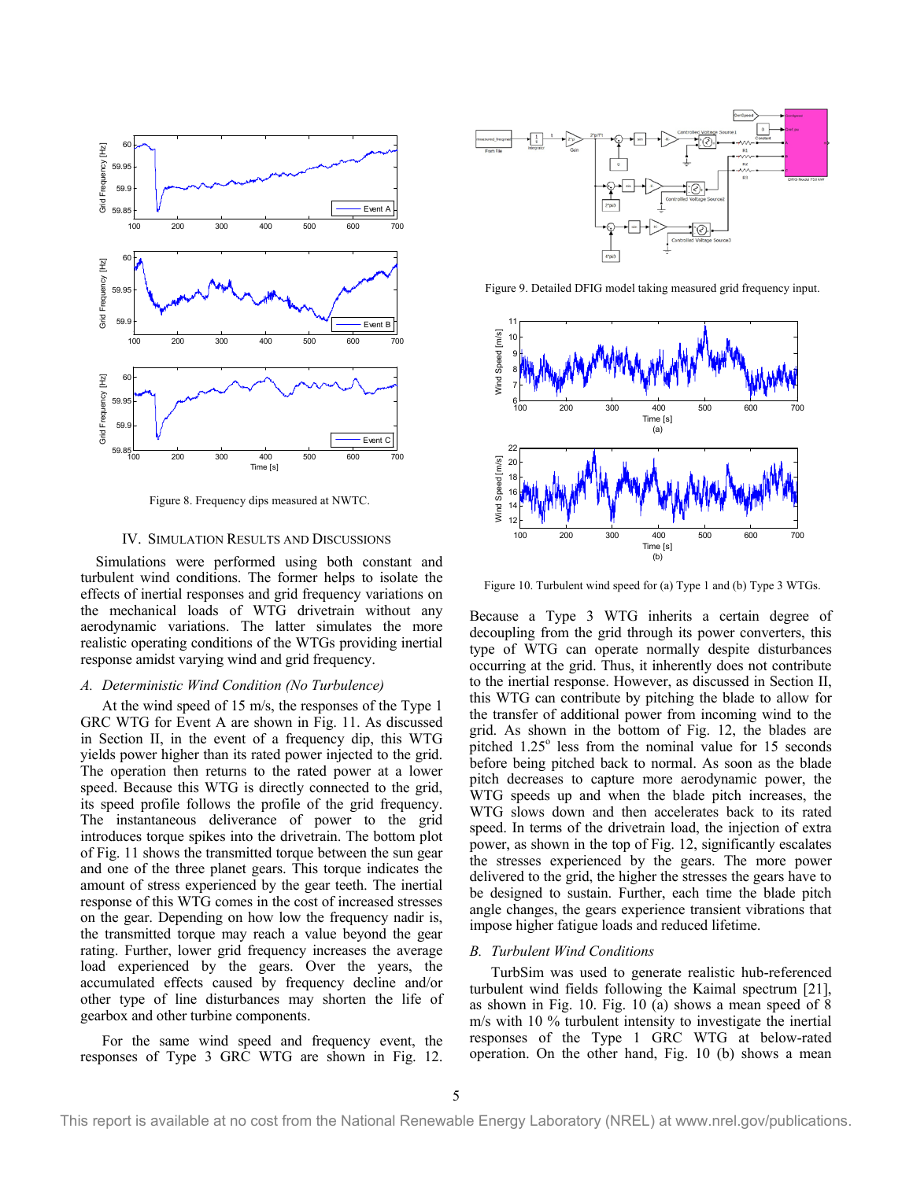Figure 8. Frequency dips measured at NWTC.

Figure 9. Detailed DFIG model taking measured grid frequency input.

Figure 10. Turbulent wind speed for (a) Type 1 and (b) Type 3 WTGs.

## IV. Simulation Results and Discussions

Simulations were performed using both constant and turbulent wind conditions. The former helps to isolate the effects of inertial responses and grid frequency variations on the mechanical loads of WTG drivetrain without any aerodynamic variations. The latter simulates the more realistic operating conditions of the WTGs providing inertial response amidst varying wind and grid frequency.

### *A. Deterministic Wind Condition (No Turbulence)*

At the wind speed of 15 m/s, the responses of the Type 1 GRC WTG for Event A are shown in Fig. 11. As discussed in Section II, in the event of a frequency dip, this WTG yields power higher than its rated power injected to the grid. The operation then returns to the rated power at a lower speed. Because this WTG is directly connected to the grid, its speed profile follows the profile of the grid frequency. The instantaneous deliverance of power to the grid introduces torque spikes into the drivetrain. The bottom plot of Fig. 11 shows the transmitted torque between the sun gear and one of the three planet gears. This torque indicates the amount of stress experienced by the gear teeth. The inertial response of this WTG comes in the cost of increased stresses on the gear. Depending on how low the frequency nadir is, the transmitted torque may reach a value beyond the gear rating. Further, lower grid frequency increases the average load experienced by the gears. Over the years, the accumulated effects caused by frequency decline and/or other type of line disturbances may shorten the life of gearbox and other turbine components.

For the same wind speed and frequency event, the responses of Type 3 GRC WTG are shown in Fig. 12. Because a Type 3 WTG inherits a certain degree of decoupling from the grid through its power converters, this type of WTG can operate normally despite disturbances occurring at the grid. Thus, it inherently does not contribute to the inertial response. However, as discussed in Section II, this WTG can contribute by pitching the blade to allow for the transfer of additional power from incoming wind to the grid. As shown in the bottom of Fig. 12, the blades are pitched 1.25° less from the nominal value for 15 seconds before being pitched back to normal. As soon as the blade pitch decreases to capture more aerodynamic power, the WTG speeds up and when the blade pitch increases, the WTG slows down and then accelerates back to its rated speed. In terms of the drivetrain load, the injection of extra power, as shown in the top of Fig. 12, significantly escalates the stresses experienced by the gears. The more power delivered to the grid, the higher the stresses the gears have to be designed to sustain. Further, each time the blade pitch angle changes, the gears experience transient vibrations that impose higher fatigue loads and reduced lifetime.

### *B. Turbulent Wind Conditions*

TurbSim was used to generate realistic hub-referenced turbulent wind fields following the Kaimal spectrum [21], as shown in Fig. 10. Fig. 10 (a) shows a mean speed of 8 m/s with 10 % turbulent intensity to investigate the inertial responses of the Type 1 GRC WTG at below-rated operation. On the other hand, Fig. 10 (b) shows a mean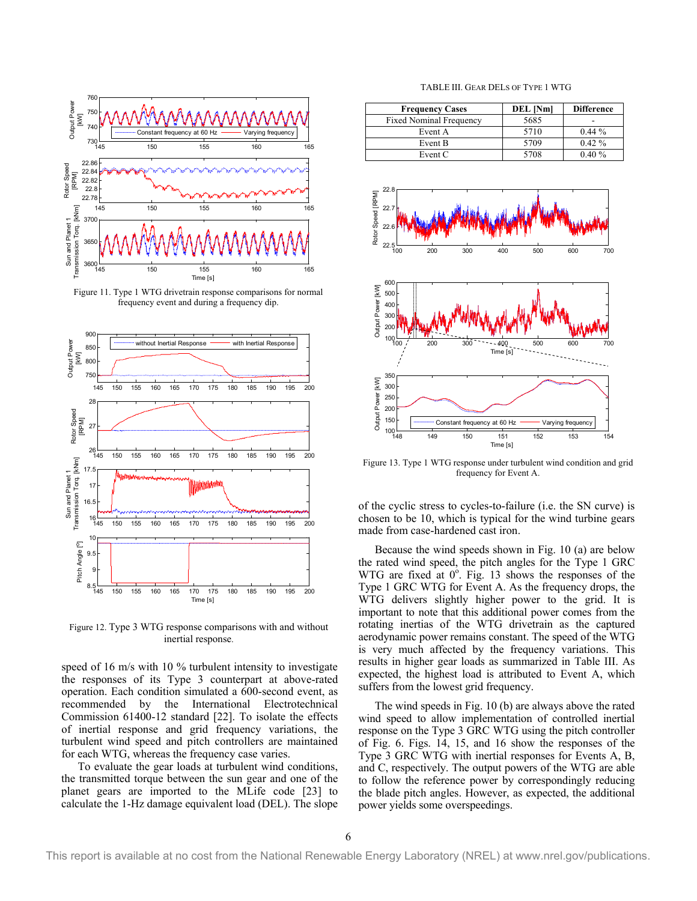Figure 11. Type 1 WTG drivetrain response comparisons for normal frequency event and during a frequency dip.

Figure 12. Type 3 WTG response comparisons with and without inertial response.

speed of 16 m/s with 10 % turbulent intensity to investigate the responses of its Type 3 counterpart at above-rated operation. Each condition simulated a 600-second event, as recommended by the International Electrotechnical Commission 61400-12 standard [22]. To isolate the effects of inertial response and grid frequency variations, the turbulent wind speed and pitch controllers are maintained for each WTG, whereas the frequency case varies.

To evaluate the gear loads at turbulent wind conditions, the transmitted torque between the sun gear and one of the planet gears are imported to the MLife code [23] to calculate the 1-Hz damage equivalent load (DEL). The slope of the cyclic stress to cycles-to-failure (i.e. the SN curve) is chosen to be 10, which is typical for the wind turbine gears made from case-hardened cast iron.

TABLE III. GEAR DELS OF TYPE 1 WTG

| Frequency Cases | DEL [Nm] | Difference |
|---|---|---|
| Fixed Nominal Frequency | 5685 | - |
| Event A | 5710 | 0.44 % |
| Event B | 5709 | 0.42 % |
| Event C | 5708 | 0.40 % |

Figure 13. Type 1 WTG response under turbulent wind condition and grid frequency for Event A.

Because the wind speeds shown in Fig. 10 (a) are below the rated wind speed, the pitch angles for the Type 1 GRC WTG are fixed at $0^{o}$. Fig. 13 shows the responses of the Type 1 GRC WTG for Event A. As the frequency drops, the WTG delivers slightly higher power to the grid. It is important to note that this additional power comes from the rotating inertias of the WTG drivetrain as the captured aerodynamic power remains constant. The speed of the WTG is very much affected by the frequency variations. This results in higher gear loads as summarized in Table III. As expected, the highest load is attributed to Event A, which suffers from the lowest grid frequency.

The wind speeds in Fig. 10 (b) are always above the rated wind speed to allow implementation of controlled inertial response on the Type 3 GRC WTG using the pitch controller of Fig. 6. Figs. 14, 15, and 16 show the responses of the Type 3 GRC WTG with inertial responses for Events A, B, and C, respectively. The output powers of the WTG are able to follow the reference power by correspondingly reducing the blade pitch angles. However, as expected, the additional power yields some overspeedings.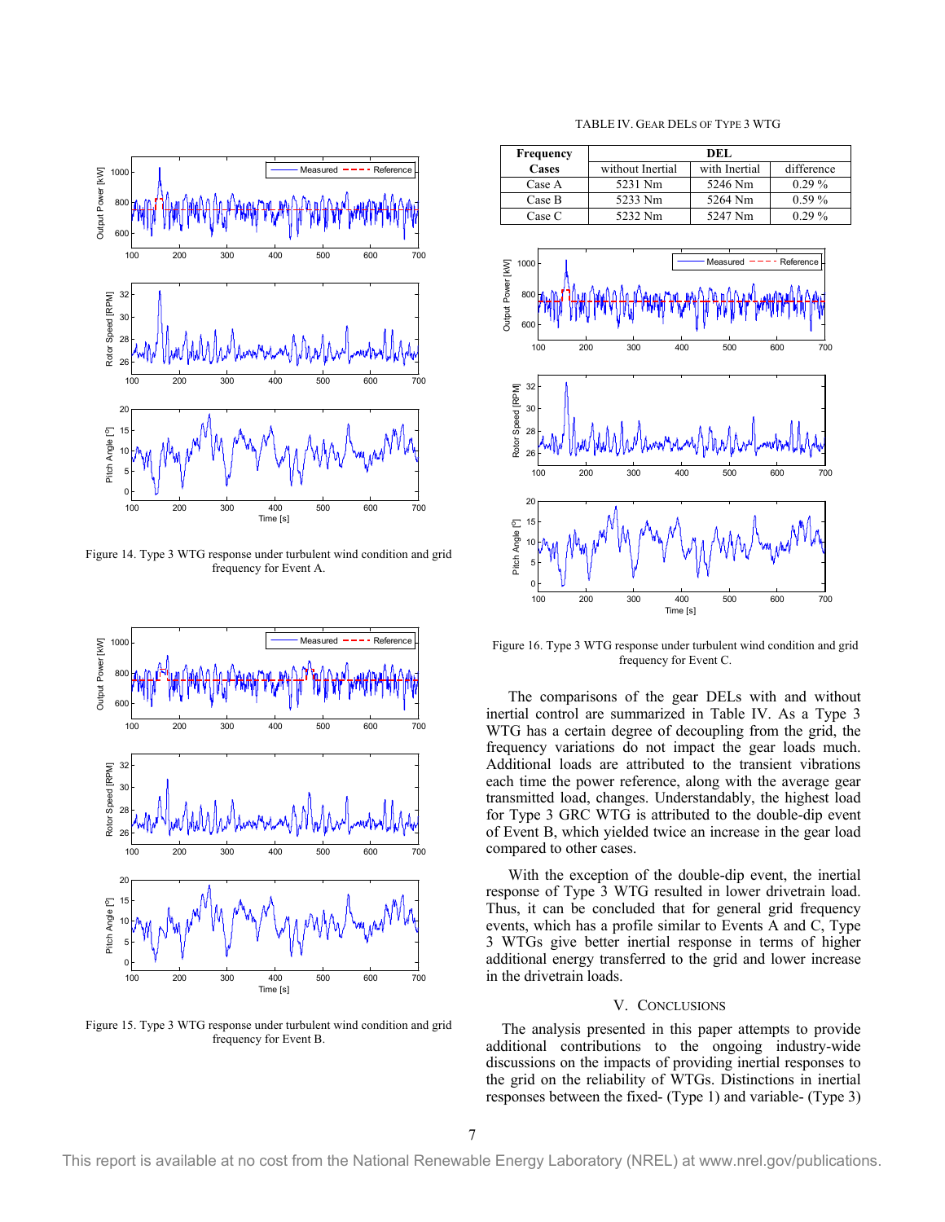Figure 14. Type 3 WTG response under turbulent wind condition and grid frequency for Event A.

Figure 15. Type 3 WTG response under turbulent wind condition and grid frequency for Event B.

TABLE IV. GEAR DELS OF TYPE 3 WTG

| Frequency Cases | DEL | | |
|---|---|---|---|
| | without Inertial | with Inertial | difference |
| Case A | 5231 Nm | 5246 Nm | 0.29 % |
| Case B | 5233 Nm | 5264 Nm | 0.59 % |
| Case C | 5232 Nm | 5247 Nm | 0.29 % |

Figure 16. Type 3 WTG response under turbulent wind condition and grid frequency for Event C.

The comparisons of the gear DELs with and without inertial control are summarized in Table IV. As a Type 3 WTG has a certain degree of decoupling from the grid, the frequency variations do not impact the gear loads much. Additional loads are attributed to the transient vibrations each time the power reference, along with the average gear transmitted load, changes. Understandably, the highest load for Type 3 GRC WTG is attributed to the double-dip event of Event B, which yielded twice an increase in the gear load compared to other cases.

With the exception of the double-dip event, the inertial response of Type 3 WTG resulted in lower drivetrain load. Thus, it can be concluded that for general grid frequency events, which has a profile similar to Events A and C, Type 3 WTGs give better inertial response in terms of higher additional energy transferred to the grid and lower increase in the drivetrain loads.

## V. CONCLUSIONS

The analysis presented in this paper attempts to provide additional contributions to the ongoing industry-wide discussions on the impacts of providing inertial responses to the grid on the reliability of WTGs. Distinctions in inertial responses between the fixed- (Type 1) and variable- (Type 3)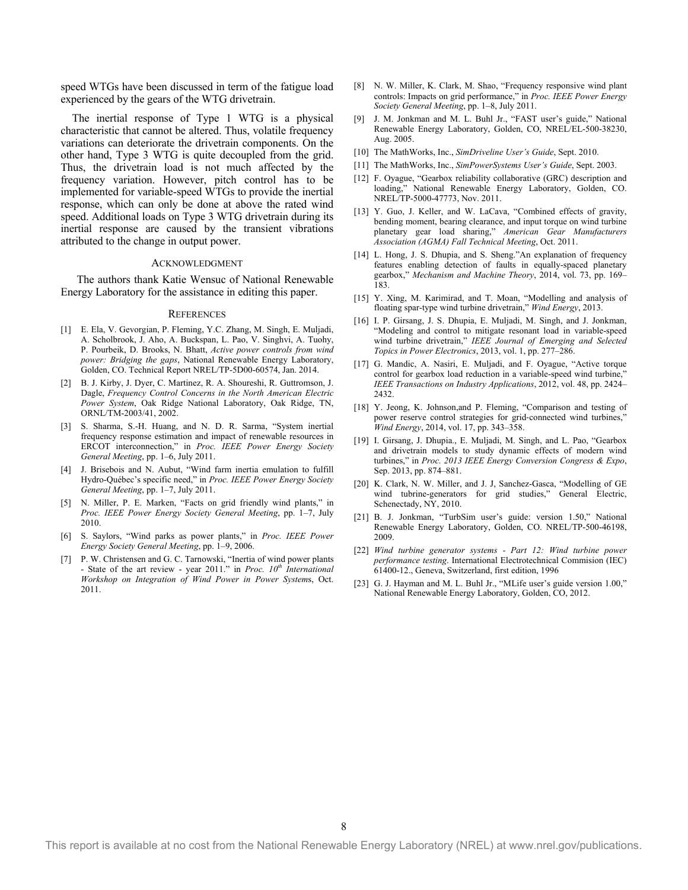speed WTGs have been discussed in term of the fatigue load experienced by the gears of the WTG drivetrain.

The inertial response of Type 1 WTG is a physical characteristic that cannot be altered. Thus, volatile frequency variations can deteriorate the drivetrain components. On the other hand, Type 3 WTG is quite decoupled from the grid. Thus, the drivetrain load is not much affected by the frequency variation. However, pitch control has to be implemented for variable-speed WTGs to provide the inertial response, which can only be done at above the rated wind speed. Additional loads on Type 3 WTG drivetrain during its inertial response are caused by the transient vibrations attributed to the change in output power.

## Acknowledgment

The authors thank Katie Wensuc of National Renewable Energy Laboratory for the assistance in editing this paper.

## References

[1] E. Ela, V. Gevorgian, P. Fleming, Y.C. Zhang, M. Singh, E. Muljadi, A. Scholbrook, J. Aho, A. Buckspan, L. Pao, V. Singhvi, A. Tuohy, P. Pourbeik, D. Brooks, N. Bhatt, *Active power controls from wind power: Bridging the gaps*, National Renewable Energy Laboratory, Golden, CO. Technical Report NREL/TP-5D00-60574, Jan. 2014.

[2] B. J. Kirby, J. Dyer, C. Martinez, R. A. Shoureshi, R. Guttromson, J. Dagle, *Frequency Control Concerns in the North American Electric Power System*, Oak Ridge National Laboratory, Oak Ridge, TN, ORNL/TM-2003/41, 2002.

[3] S. Sharma, S.-H. Huang, and N. D. R. Sarma, "System inertial frequency response estimation and impact of renewable resources in ERCOT interconnection," in *Proc. IEEE Power Energy Society General Meeting*, pp. 1–6, July 2011.

[4] J. Brisebois and N. Aubut, "Wind farm inertia emulation to fulfill Hydro-Québec's specific need," in *Proc. IEEE Power Energy Society General Meeting*, pp. 1–7, July 2011.

[5] N. Miller, P. E. Marken, "Facts on grid friendly wind plants," in *Proc. IEEE Power Energy Society General Meeting*, pp. 1–7, July 2010.

[6] S. Saylors, "Wind parks as power plants," in *Proc. IEEE Power Energy Society General Meeting*, pp. 1–9, 2006.

[7] P. W. Christensen and G. C. Tarnowski, "Inertia of wind power plants - State of the art review - year 2011." in *Proc. 10th International Workshop on Integration of Wind Power in Power Systems*, Oct. 2011.

[8] N. W. Miller, K. Clark, M. Shao, "Frequency responsive wind plant controls: Impacts on grid performance," in *Proc. IEEE Power Energy Society General Meeting*, pp. 1–8, July 2011.

[9] J. M. Jonkman and M. L. Buhl Jr., "FAST user's guide," National Renewable Energy Laboratory, Golden, CO, NREL/EL-500-38230, Aug. 2005.

[10] The MathWorks, Inc., *SimDriveline User's Guide*, Sept. 2010.

[11] The MathWorks, Inc., *SimPowerSystems User's Guide*, Sept. 2003.

[12] F. Oyague, "Gearbox reliability collaborative (GRC) description and loading," National Renewable Energy Laboratory, Golden, CO. NREL/TP-5000-47773, Nov. 2011.

[13] Y. Guo, J. Keller, and W. LaCava, "Combined effects of gravity, bending moment, bearing clearance, and input torque on wind turbine planetary gear load sharing," *American Gear Manufacturers Association (AGMA) Fall Technical Meeting*, Oct. 2011.

[14] L. Hong, J. S. Dhupia, and S. Sheng."An explanation of frequency features enabling detection of faults in equally-spaced planetary gearbox," *Mechanism and Machine Theory*, 2014, vol. 73, pp. 169–183.

[15] Y. Xing, M. Karimirad, and T. Moan, "Modelling and analysis of floating spar-type wind turbine drivetrain," *Wind Energy*, 2013.

[16] I. P. Girsang, J. S. Dhupia, E. Muljadi, M. Singh, and J. Jonkman, "Modeling and control to mitigate resonant load in variable-speed wind turbine drivetrain," *IEEE Journal of Emerging and Selected Topics in Power Electronics*, 2013, vol. 1, pp. 277–286.

[17] G. Mandic, A. Nasiri, E. Muljadi, and F. Oyague, "Active torque control for gearbox load reduction in a variable-speed wind turbine," *IEEE Transactions on Industry Applications*, 2012, vol. 48, pp. 2424–2432.

[18] Y. Jeong, K. Johnson,and P. Fleming, "Comparison and testing of power reserve control strategies for grid-connected wind turbines," *Wind Energy*, 2014, vol. 17, pp. 343–358.

[19] I. Girsang, J. Dhupia., E. Muljadi, M. Singh, and L. Pao, "Gearbox and drivetrain models to study dynamic effects of modern wind turbines," in *Proc. 2013 IEEE Energy Conversion Congress & Expo*, Sep. 2013, pp. 874–881.

[20] K. Clark, N. W. Miller, and J. J, Sanchez-Gasca, "Modelling of GE wind tubrine-generators for grid studies," General Electric, Schenectady, NY, 2010.

[21] B. J. Jonkman, "TurbSim user's guide: version 1.50," National Renewable Energy Laboratory, Golden, CO. NREL/TP-500-46198, 2009.

[22] *Wind turbine generator systems - Part 12: Wind turbine power performance testing*. International Electrotechnical Commision (IEC) 61400-12., Geneva, Switzerland, first edition, 1996

[23] G. J. Hayman and M. L. Buhl Jr., "MLife user's guide version 1.00," National Renewable Energy Laboratory, Golden, CO, 2012.